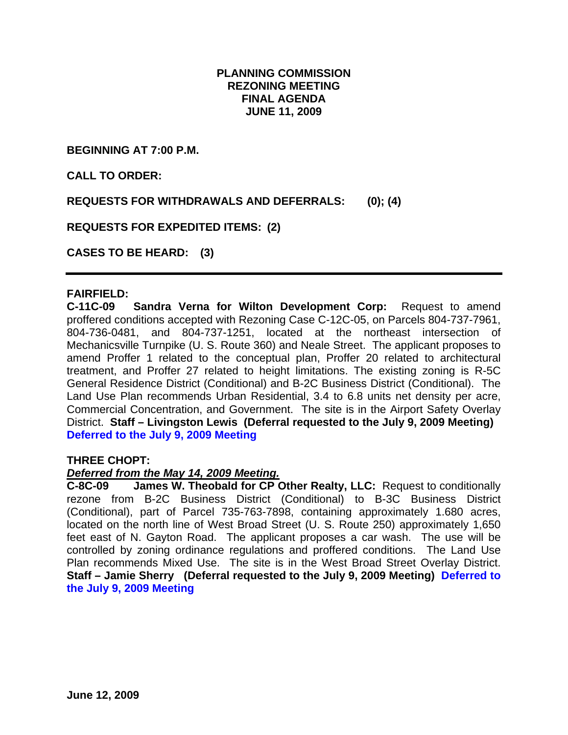# PLANNING COMMISSION
# REZONING MEETING
# FINAL AGENDA
# JUNE 11, 2009

**BEGINNING AT 7:00 P.M.**

**CALL TO ORDER:**

**REQUESTS FOR WITHDRAWALS AND DEFERRALS: (0); (4)**

**REQUESTS FOR EXPEDITED ITEMS: (2)**

**CASES TO BE HEARD: (3)**

---

**FAIRFIELD:**

**C-11C-09 Sandra Verna for Wilton Development Corp:** Request to amend proffered conditions accepted with Rezoning Case C-12C-05, on Parcels 804-737-7961, 804-736-0481, and 804-737-1251, located at the northeast intersection of Mechanicsville Turnpike (U. S. Route 360) and Neale Street. The applicant proposes to amend Proffer 1 related to the conceptual plan, Proffer 20 related to architectural treatment, and Proffer 27 related to height limitations. The existing zoning is R-5C General Residence District (Conditional) and B-2C Business District (Conditional). The Land Use Plan recommends Urban Residential, 3.4 to 6.8 units net density per acre, Commercial Concentration, and Government. The site is in the Airport Safety Overlay District. **Staff – Livingston Lewis (Deferral requested to the July 9, 2009 Meeting)** **Deferred to the July 9, 2009 Meeting**

**THREE CHOPT:**

***Deferred from the May 14, 2009 Meeting.***

**C-8C-09 James W. Theobald for CP Other Realty, LLC:** Request to conditionally rezone from B-2C Business District (Conditional) to B-3C Business District (Conditional), part of Parcel 735-763-7898, containing approximately 1.680 acres, located on the north line of West Broad Street (U. S. Route 250) approximately 1,650 feet east of N. Gayton Road. The applicant proposes a car wash. The use will be controlled by zoning ordinance regulations and proffered conditions. The Land Use Plan recommends Mixed Use. The site is in the West Broad Street Overlay District. **Staff – Jamie Sherry (Deferral requested to the July 9, 2009 Meeting)** **Deferred to the July 9, 2009 Meeting**

**June 12, 2009**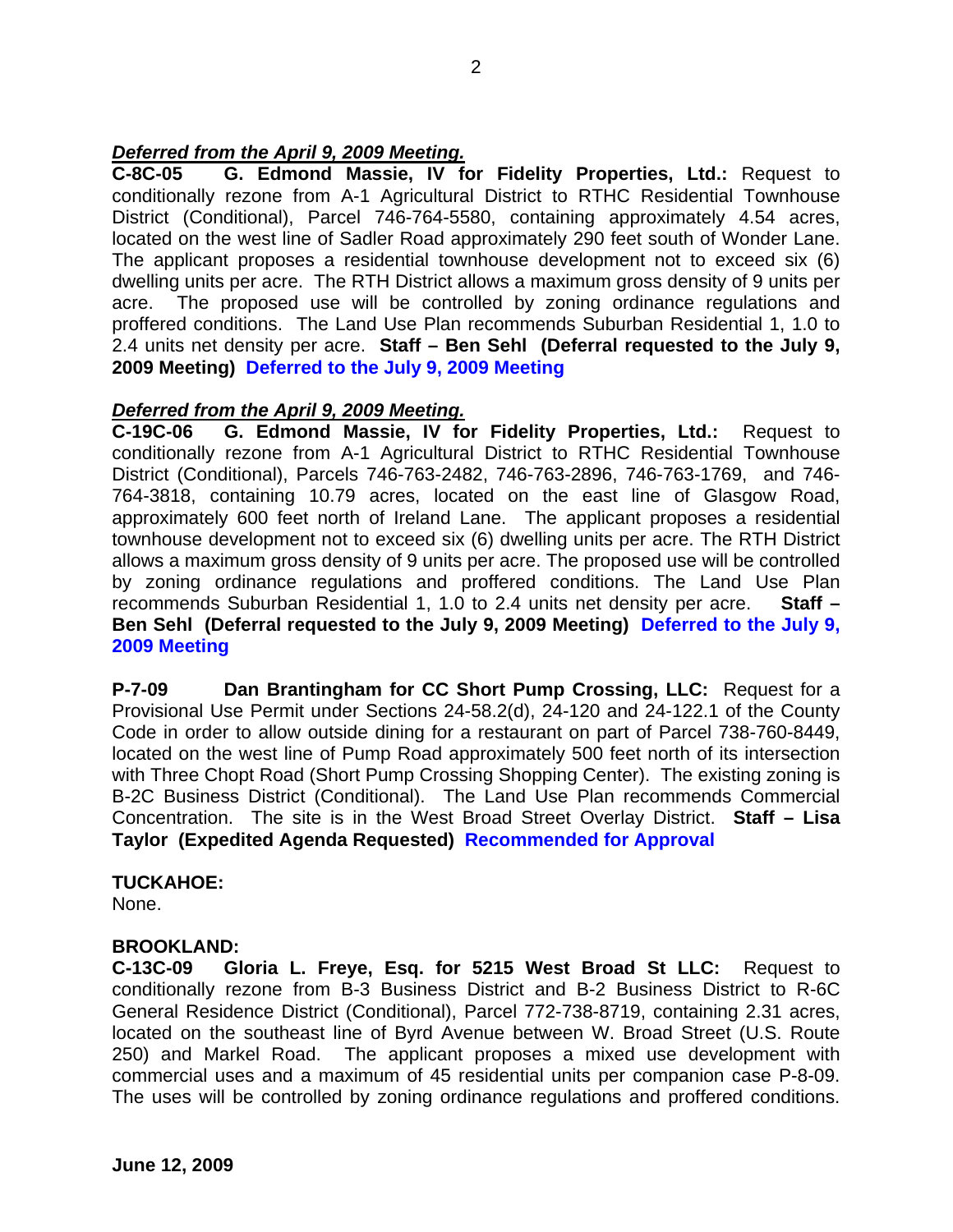***Deferred from the April 9, 2009 Meeting.***

**C-8C-05 G. Edmond Massie, IV for Fidelity Properties, Ltd.:** Request to conditionally rezone from A-1 Agricultural District to RTHC Residential Townhouse District (Conditional), Parcel 746-764-5580, containing approximately 4.54 acres, located on the west line of Sadler Road approximately 290 feet south of Wonder Lane. The applicant proposes a residential townhouse development not to exceed six (6) dwelling units per acre. The RTH District allows a maximum gross density of 9 units per acre. The proposed use will be controlled by zoning regulations and proffered conditions. The Land Use Plan recommends Suburban Residential 1, 1.0 to 2.4 units net density per acre. **Staff – Ben Sehl (Deferral requested to the July 9, 2009 Meeting) Deferred to the July 9, 2009 Meeting**

***Deferred from the April 9, 2009 Meeting.***

**C-19C-06 G. Edmond Massie, IV for Fidelity Properties, Ltd.:** Request to conditionally rezone from A-1 Agricultural District to RTHC Residential Townhouse District (Conditional), Parcels 746-763-2482, 746-763-2896, 746-763-1769, and 746-764-3818, containing 10.79 acres, located on the east line of Glasgow Road, approximately 600 feet north of Ireland Lane. The applicant proposes a residential townhouse development not to exceed six (6) dwelling units per acre. The RTH District allows a maximum gross density of 9 units per acre. The proposed use will be controlled by zoning ordinance regulations and proffered conditions. The Land Use Plan recommends Suburban Residential 1, 1.0 to 2.4 units net density per acre. **Staff – Ben Sehl (Deferral requested to the July 9, 2009 Meeting) Deferred to the July 9, 2009 Meeting**

**P-7-09 Dan Brantingham for CC Short Pump Crossing, LLC:** Request for a Provisional Use Permit under Sections 24-58.2(d), 24-120 and 24-122.1 of the County Code in order to allow outside dining for a restaurant on part of Parcel 738-760-8449, located on the west line of Pump Road approximately 500 feet north of its intersection with Three Chopt Road (Short Pump Crossing Shopping Center). The existing zoning is B-2C Business District (Conditional). The Land Use Plan recommends Commercial Concentration. The site is in the West Broad Street Overlay District. **Staff – Lisa Taylor (Expedited Agenda Requested) Recommended for Approval**

**TUCKAHOE:**

None.

**BROOKLAND:**

**C-13C-09 Gloria L. Freye, Esq. for 5215 West Broad St LLC:** Request to conditionally rezone from B-3 Business District and B-2 Business District to R-6C General Residence District (Conditional), Parcel 772-738-8719, containing 2.31 acres, located on the southeast line of Byrd Avenue between W. Broad Street (U.S. Route 250) and Markel Road. The applicant proposes a mixed use development with commercial uses and a maximum of 45 residential units per companion case P-8-09. The uses will be controlled by zoning ordinance regulations and proffered conditions.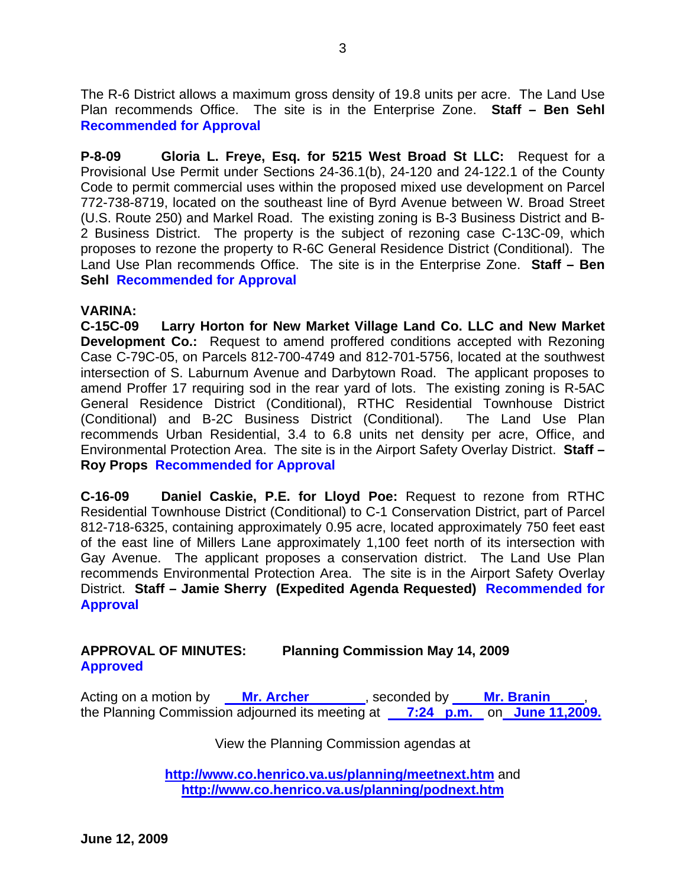The R-6 District allows a maximum gross density of 19.8 units per acre. The Land Use Plan recommends Office. The site is in the Enterprise Zone. **Staff – Ben Sehl** **Recommended for Approval**

**P-8-09 Gloria L. Freye, Esq. for 5215 West Broad St LLC:** Request for a Provisional Use Permit under Sections 24-36.1(b), 24-120 and 24-122.1 of the County Code to permit commercial uses within the proposed mixed use development on Parcel 772-738-8719, located on the southeast line of Byrd Avenue between W. Broad Street (U.S. Route 250) and Markel Road. The existing zoning is B-3 Business District and B-2 Business District. The property is the subject of rezoning case C-13C-09, which proposes to rezone the property to R-6C General Residence District (Conditional). The Land Use Plan recommends Office. The site is in the Enterprise Zone. **Staff – Ben Sehl** **Recommended for Approval**

**VARINA:**

**C-15C-09 Larry Horton for New Market Village Land Co. LLC and New Market Development Co.:** Request to amend proffered conditions accepted with Rezoning Case C-79C-05, on Parcels 812-700-4749 and 812-701-5756, located at the southwest intersection of S. Laburnum Avenue and Darbytown Road. The applicant proposes to amend Proffer 17 requiring sod in the rear yard of lots. The existing zoning is R-5AC General Residence District (Conditional), RTHC Residential Townhouse District (Conditional) and B-2C Business District (Conditional). The Land Use Plan recommends Urban Residential, 3.4 to 6.8 units net density per acre, Office, and Environmental Protection Area. The site is in the Airport Safety Overlay District. **Staff – Roy Props** **Recommended for Approval**

**C-16-09 Daniel Caskie, P.E. for Lloyd Poe:** Request to rezone from RTHC Residential Townhouse District (Conditional) to C-1 Conservation District, part of Parcel 812-718-6325, containing approximately 0.95 acre, located approximately 750 feet east of the east line of Millers Lane approximately 1,100 feet north of its intersection with Gay Avenue. The applicant proposes a conservation district. The Land Use Plan recommends Environmental Protection Area. The site is in the Airport Safety Overlay District. **Staff – Jamie Sherry (Expedited Agenda Requested)** **Recommended for Approval**

**APPROVAL OF MINUTES: Planning Commission May 14, 2009**
**Approved**

Acting on a motion by **Mr. Archer**, seconded by **Mr. Branin**, the Planning Commission adjourned its meeting at **7:24 p.m.** on **June 11,2009.**

View the Planning Commission agendas at

**http://www.co.henrico.va.us/planning/meetnext.htm** and **http://www.co.henrico.va.us/planning/podnext.htm**

**June 12, 2009**